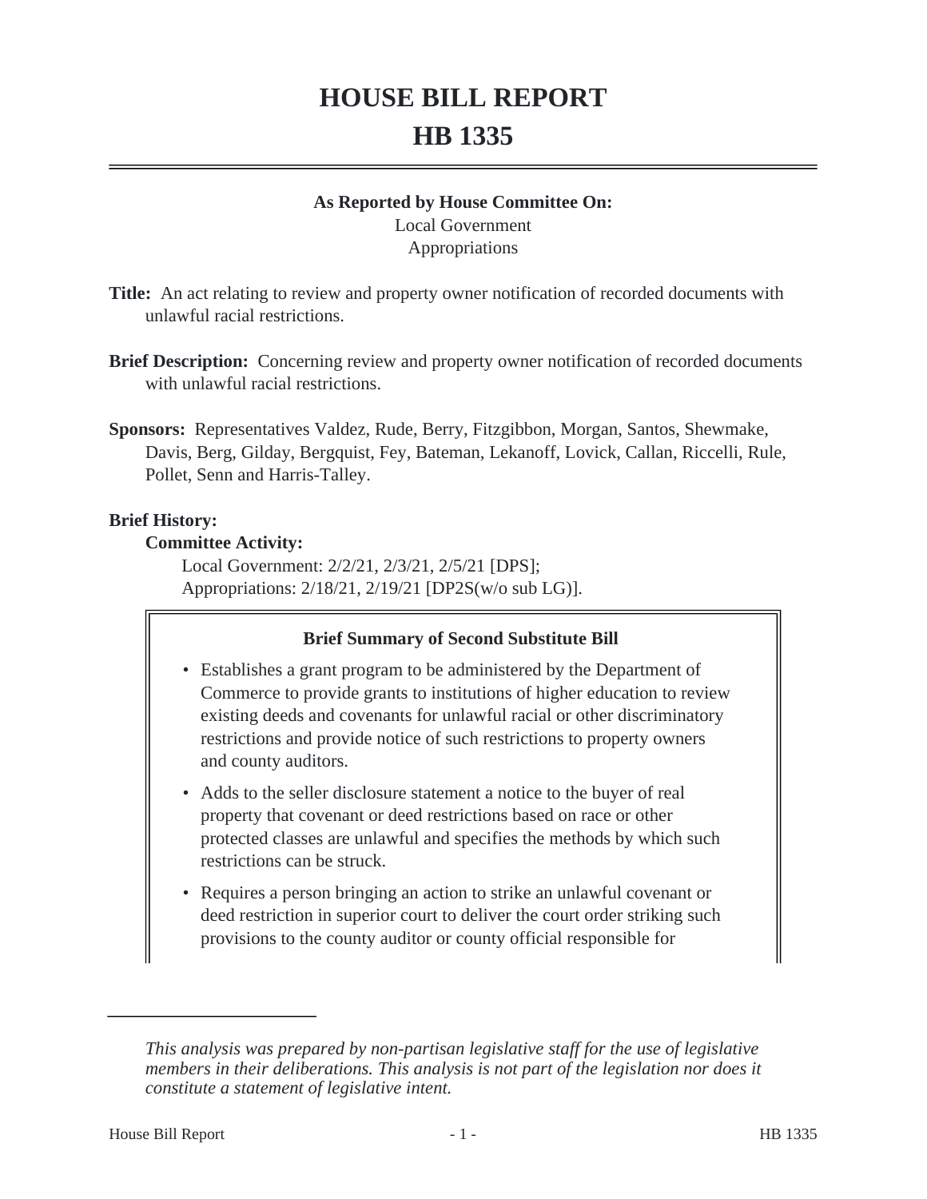# HOUSE BILL REPORT
# HB 1335

**As Reported by House Committee On:**
Local Government
Appropriations

**Title:** An act relating to review and property owner notification of recorded documents with unlawful racial restrictions.

**Brief Description:** Concerning review and property owner notification of recorded documents with unlawful racial restrictions.

**Sponsors:** Representatives Valdez, Rude, Berry, Fitzgibbon, Morgan, Santos, Shewmake, Davis, Berg, Gilday, Bergquist, Fey, Bateman, Lekanoff, Lovick, Callan, Riccelli, Rule, Pollet, Senn and Harris-Talley.

**Brief History:**

**Committee Activity:**

Local Government: 2/2/21, 2/3/21, 2/5/21 [DPS];
Appropriations: 2/18/21, 2/19/21 [DP2S(w/o sub LG)].

**Brief Summary of Second Substitute Bill**

- Establishes a grant program to be administered by the Department of Commerce to provide grants to institutions of higher education to review existing deeds and covenants for unlawful racial or other discriminatory restrictions and provide notice of such restrictions to property owners and county auditors.
- Adds to the seller disclosure statement a notice to the buyer of real property that covenant or deed restrictions based on race or other protected classes are unlawful and specifies the methods by which such restrictions can be struck.
- Requires a person bringing an action to strike an unlawful covenant or deed restriction in superior court to deliver the court order striking such provisions to the county auditor or county official responsible for

*This analysis was prepared by non-partisan legislative staff for the use of legislative members in their deliberations. This analysis is not part of the legislation nor does it constitute a statement of legislative intent.*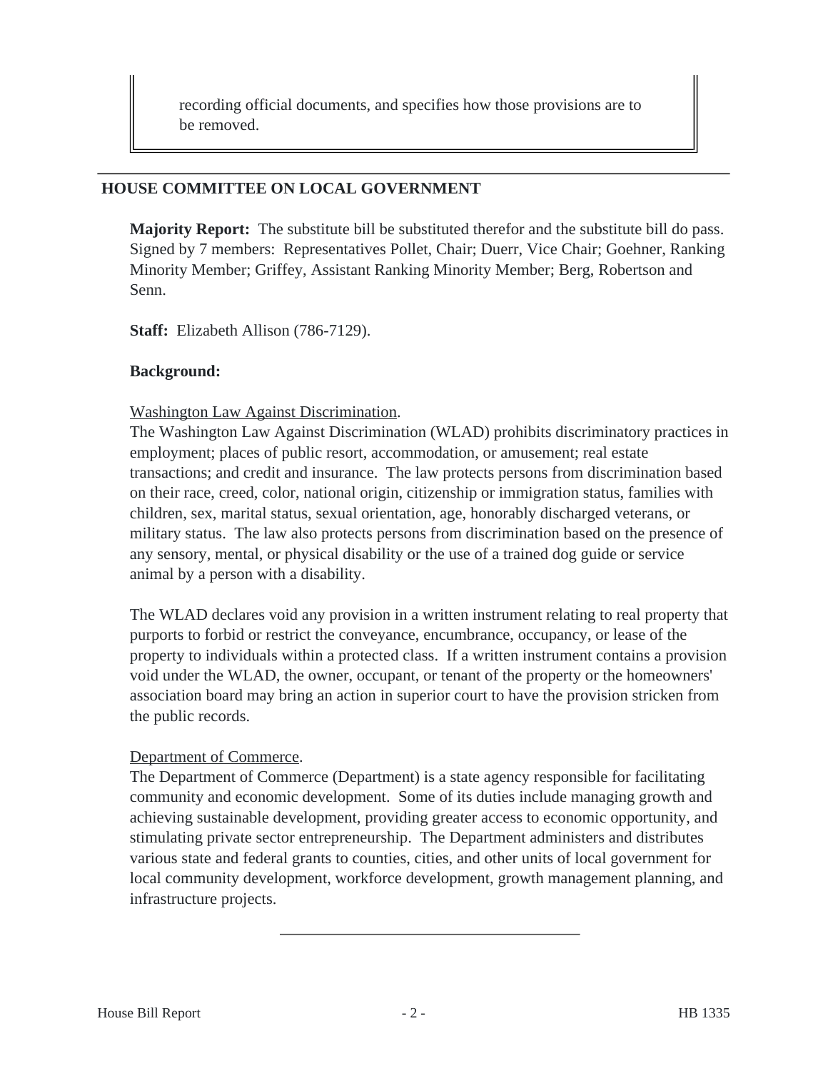recording official documents, and specifies how those provisions are to be removed.

## HOUSE COMMITTEE ON LOCAL GOVERNMENT

**Majority Report:** The substitute bill be substituted therefor and the substitute bill do pass. Signed by 7 members: Representatives Pollet, Chair; Duerr, Vice Chair; Goehner, Ranking Minority Member; Griffey, Assistant Ranking Minority Member; Berg, Robertson and Senn.

**Staff:** Elizabeth Allison (786-7129).

**Background:**

Washington Law Against Discrimination.

The Washington Law Against Discrimination (WLAD) prohibits discriminatory practices in employment; places of public resort, accommodation, or amusement; real estate transactions; and credit and insurance. The law protects persons from discrimination based on their race, creed, color, national origin, citizenship or immigration status, families with children, sex, marital status, sexual orientation, age, honorably discharged veterans, or military status. The law also protects persons from discrimination based on the presence of any sensory, mental, or physical disability or the use of a trained dog guide or service animal by a person with a disability.

The WLAD declares void any provision in a written instrument relating to real property that purports to forbid or restrict the conveyance, encumbrance, occupancy, or lease of the property to individuals within a protected class. If a written instrument contains a provision void under the WLAD, the owner, occupant, or tenant of the property or the homeowners' association board may bring an action in superior court to have the provision stricken from the public records.

Department of Commerce.

The Department of Commerce (Department) is a state agency responsible for facilitating community and economic development. Some of its duties include managing growth and achieving sustainable development, providing greater access to economic opportunity, and stimulating private sector entrepreneurship. The Department administers and distributes various state and federal grants to counties, cities, and other units of local government for local community development, workforce development, growth management planning, and infrastructure projects.

---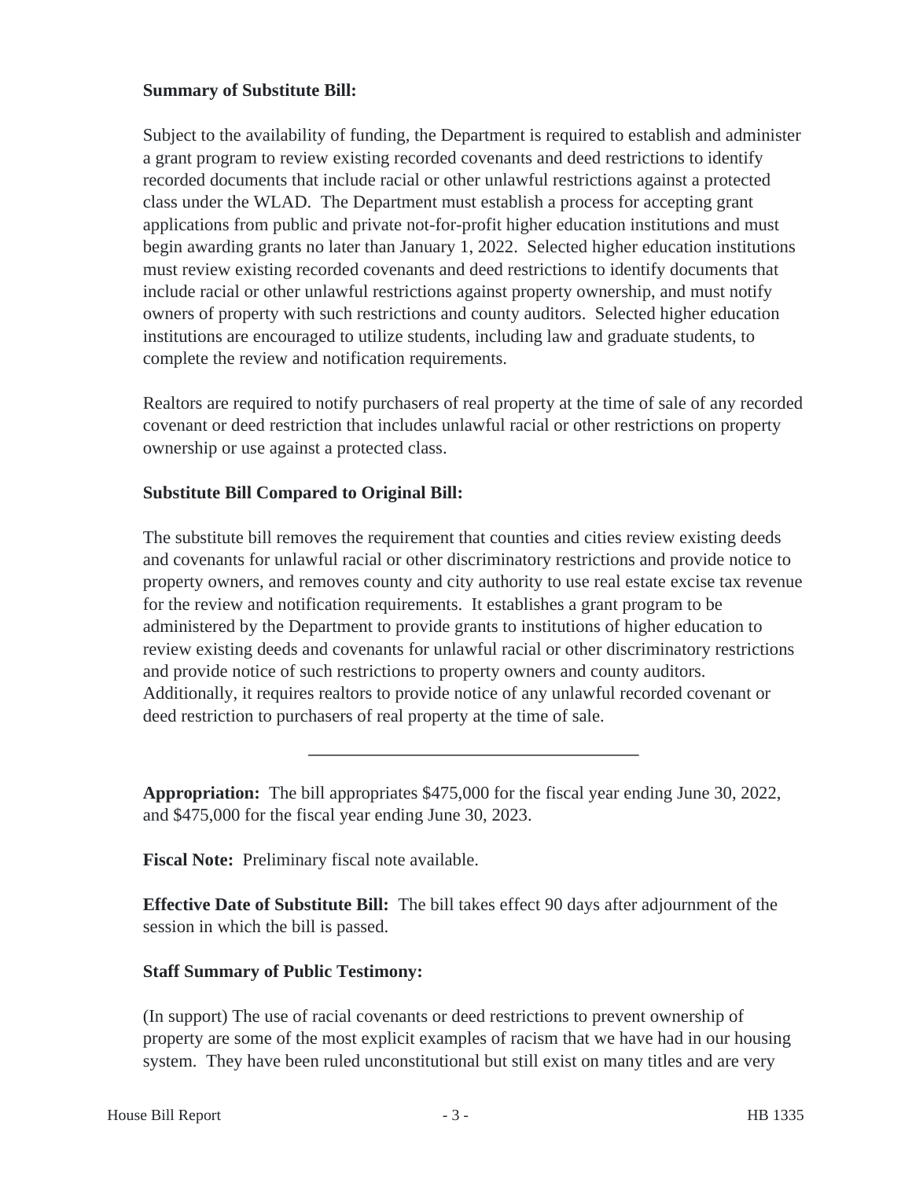**Summary of Substitute Bill:**

Subject to the availability of funding, the Department is required to establish and administer a grant program to review existing recorded covenants and deed restrictions to identify recorded documents that include racial or other unlawful restrictions against a protected class under the WLAD. The Department must establish a process for accepting grant applications from public and private not-for-profit higher education institutions and must begin awarding grants no later than January 1, 2022. Selected higher education institutions must review existing recorded covenants and deed restrictions to identify documents that include racial or other unlawful restrictions against property ownership, and must notify owners of property with such restrictions and county auditors. Selected higher education institutions are encouraged to utilize students, including law and graduate students, to complete the review and notification requirements.

Realtors are required to notify purchasers of real property at the time of sale of any recorded covenant or deed restriction that includes unlawful racial or other restrictions on property ownership or use against a protected class.

**Substitute Bill Compared to Original Bill:**

The substitute bill removes the requirement that counties and cities review existing deeds and covenants for unlawful racial or other discriminatory restrictions and provide notice to property owners, and removes county and city authority to use real estate excise tax revenue for the review and notification requirements. It establishes a grant program to be administered by the Department to provide grants to institutions of higher education to review existing deeds and covenants for unlawful racial or other discriminatory restrictions and provide notice of such restrictions to property owners and county auditors. Additionally, it requires realtors to provide notice of any unlawful recorded covenant or deed restriction to purchasers of real property at the time of sale.

---

**Appropriation:** The bill appropriates $475,000 for the fiscal year ending June 30, 2022, and $475,000 for the fiscal year ending June 30, 2023.

**Fiscal Note:** Preliminary fiscal note available.

**Effective Date of Substitute Bill:** The bill takes effect 90 days after adjournment of the session in which the bill is passed.

**Staff Summary of Public Testimony:**

(In support) The use of racial covenants or deed restrictions to prevent ownership of property are some of the most explicit examples of racism that we have had in our housing system. They have been ruled unconstitutional but still exist on many titles and are very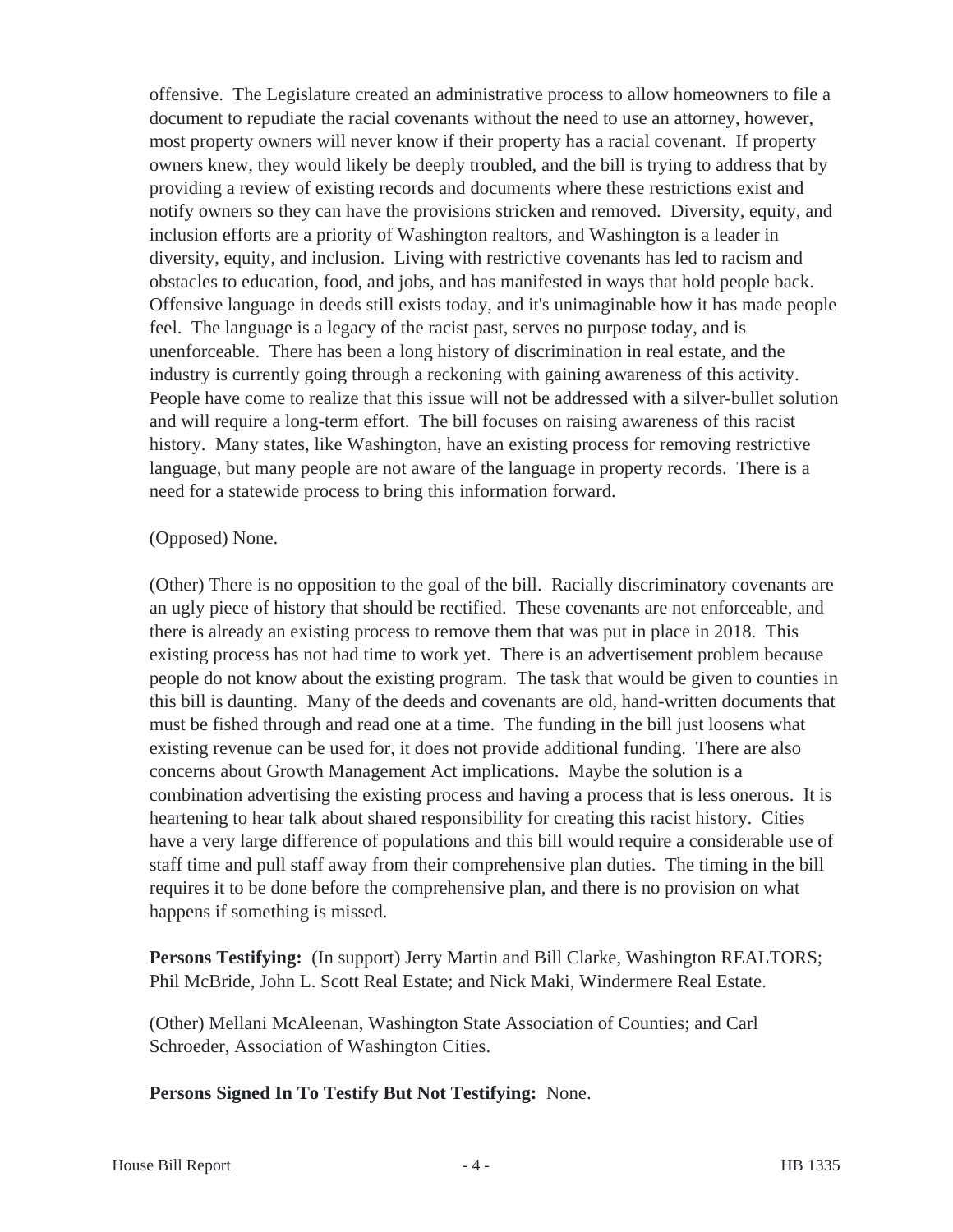offensive. The Legislature created an administrative process to allow homeowners to file a document to repudiate the racial covenants without the need to use an attorney, however, most property owners will never know if their property has a racial covenant. If property owners knew, they would likely be deeply troubled, and the bill is trying to address that by providing a review of existing records and documents where these restrictions exist and notify owners so they can have the provisions stricken and removed. Diversity, equity, and inclusion efforts are a priority of Washington realtors, and Washington is a leader in diversity, equity, and inclusion. Living with restrictive covenants has led to racism and obstacles to education, food, and jobs, and has manifested in ways that hold people back. Offensive language in deeds still exists today, and it's unimaginable how it has made people feel. The language is a legacy of the racist past, serves no purpose today, and is unenforceable. There has been a long history of discrimination in real estate, and the industry is currently going through a reckoning with gaining awareness of this activity. People have come to realize that this issue will not be addressed with a silver-bullet solution and will require a long-term effort. The bill focuses on raising awareness of this racist history. Many states, like Washington, have an existing process for removing restrictive language, but many people are not aware of the language in property records. There is a need for a statewide process to bring this information forward.

(Opposed) None.

(Other) There is no opposition to the goal of the bill. Racially discriminatory covenants are an ugly piece of history that should be rectified. These covenants are not enforceable, and there is already an existing process to remove them that was put in place in 2018. This existing process has not had time to work yet. There is an advertisement problem because people do not know about the existing program. The task that would be given to counties in this bill is daunting. Many of the deeds and covenants are old, hand-written documents that must be fished through and read one at a time. The funding in the bill just loosens what existing revenue can be used for, it does not provide additional funding. There are also concerns about Growth Management Act implications. Maybe the solution is a combination advertising the existing process and having a process that is less onerous. It is heartening to hear talk about shared responsibility for creating this racist history. Cities have a very large difference of populations and this bill would require a considerable use of staff time and pull staff away from their comprehensive plan duties. The timing in the bill requires it to be done before the comprehensive plan, and there is no provision on what happens if something is missed.

**Persons Testifying:** (In support) Jerry Martin and Bill Clarke, Washington REALTORS; Phil McBride, John L. Scott Real Estate; and Nick Maki, Windermere Real Estate.

(Other) Mellani McAleenan, Washington State Association of Counties; and Carl Schroeder, Association of Washington Cities.

**Persons Signed In To Testify But Not Testifying:** None.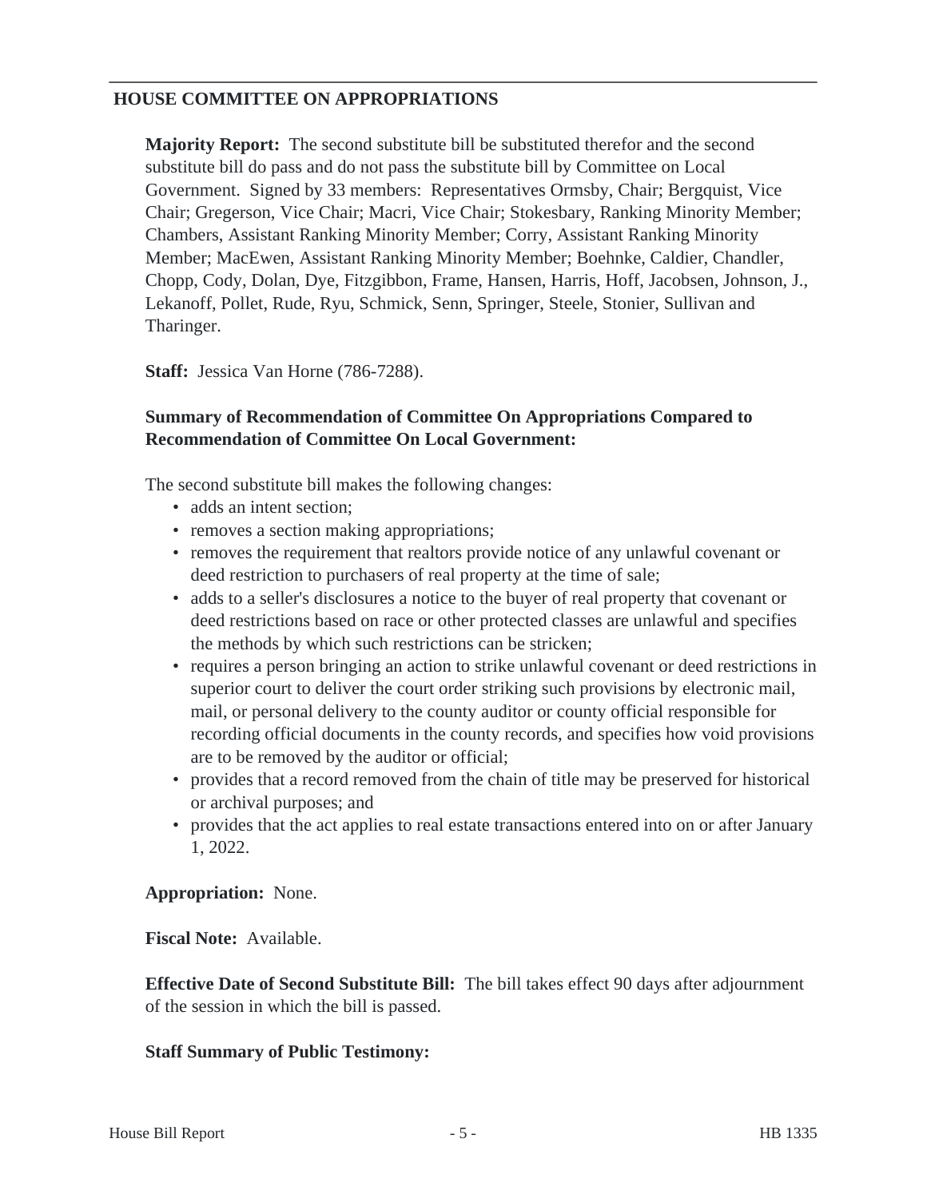## HOUSE COMMITTEE ON APPROPRIATIONS

**Majority Report:** The second substitute bill be substituted therefor and the second substitute bill do pass and do not pass the substitute bill by Committee on Local Government. Signed by 33 members: Representatives Ormsby, Chair; Bergquist, Vice Chair; Gregerson, Vice Chair; Macri, Vice Chair; Stokesbary, Ranking Minority Member; Chambers, Assistant Ranking Minority Member; Corry, Assistant Ranking Minority Member; MacEwen, Assistant Ranking Minority Member; Boehnke, Caldier, Chandler, Chopp, Cody, Dolan, Dye, Fitzgibbon, Frame, Hansen, Harris, Hoff, Jacobsen, Johnson, J., Lekanoff, Pollet, Rude, Ryu, Schmick, Senn, Springer, Steele, Stonier, Sullivan and Tharinger.

**Staff:** Jessica Van Horne (786-7288).

**Summary of Recommendation of Committee On Appropriations Compared to Recommendation of Committee On Local Government:**

The second substitute bill makes the following changes:

- adds an intent section;
- removes a section making appropriations;
- removes the requirement that realtors provide notice of any unlawful covenant or deed restriction to purchasers of real property at the time of sale;
- adds to a seller's disclosures a notice to the buyer of real property that covenant or deed restrictions based on race or other protected classes are unlawful and specifies the methods by which such restrictions can be stricken;
- requires a person bringing an action to strike unlawful covenant or deed restrictions in superior court to deliver the court order striking such provisions by electronic mail, mail, or personal delivery to the county auditor or county official responsible for recording official documents in the county records, and specifies how void provisions are to be removed by the auditor or official;
- provides that a record removed from the chain of title may be preserved for historical or archival purposes; and
- provides that the act applies to real estate transactions entered into on or after January 1, 2022.

**Appropriation:** None.

**Fiscal Note:** Available.

**Effective Date of Second Substitute Bill:** The bill takes effect 90 days after adjournment of the session in which the bill is passed.

**Staff Summary of Public Testimony:**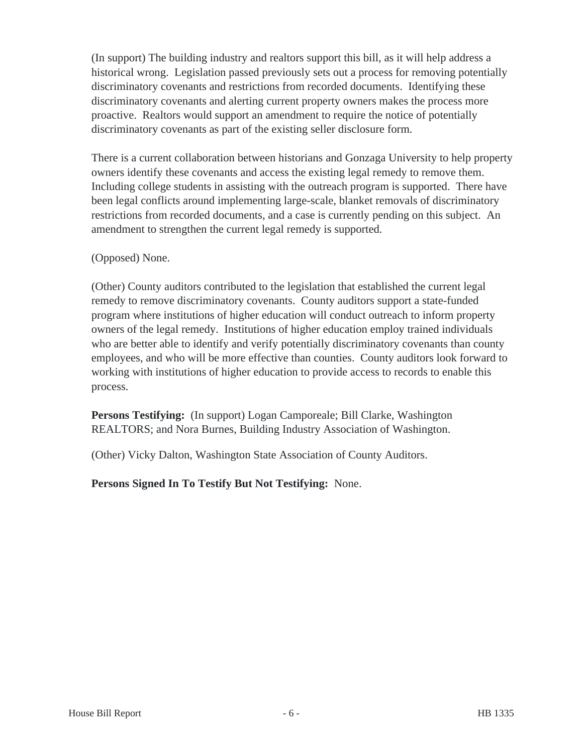(In support) The building industry and realtors support this bill, as it will help address a historical wrong. Legislation passed previously sets out a process for removing potentially discriminatory covenants and restrictions from recorded documents. Identifying these discriminatory covenants and alerting current property owners makes the process more proactive. Realtors would support an amendment to require the notice of potentially discriminatory covenants as part of the existing seller disclosure form.

There is a current collaboration between historians and Gonzaga University to help property owners identify these covenants and access the existing legal remedy to remove them. Including college students in assisting with the outreach program is supported. There have been legal conflicts around implementing large-scale, blanket removals of discriminatory restrictions from recorded documents, and a case is currently pending on this subject. An amendment to strengthen the current legal remedy is supported.

(Opposed) None.

(Other) County auditors contributed to the legislation that established the current legal remedy to remove discriminatory covenants. County auditors support a state-funded program where institutions of higher education will conduct outreach to inform property owners of the legal remedy. Institutions of higher education employ trained individuals who are better able to identify and verify potentially discriminatory covenants than county employees, and who will be more effective than counties. County auditors look forward to working with institutions of higher education to provide access to records to enable this process.

**Persons Testifying:** (In support) Logan Camporeale; Bill Clarke, Washington REALTORS; and Nora Burnes, Building Industry Association of Washington.

(Other) Vicky Dalton, Washington State Association of County Auditors.

**Persons Signed In To Testify But Not Testifying:** None.